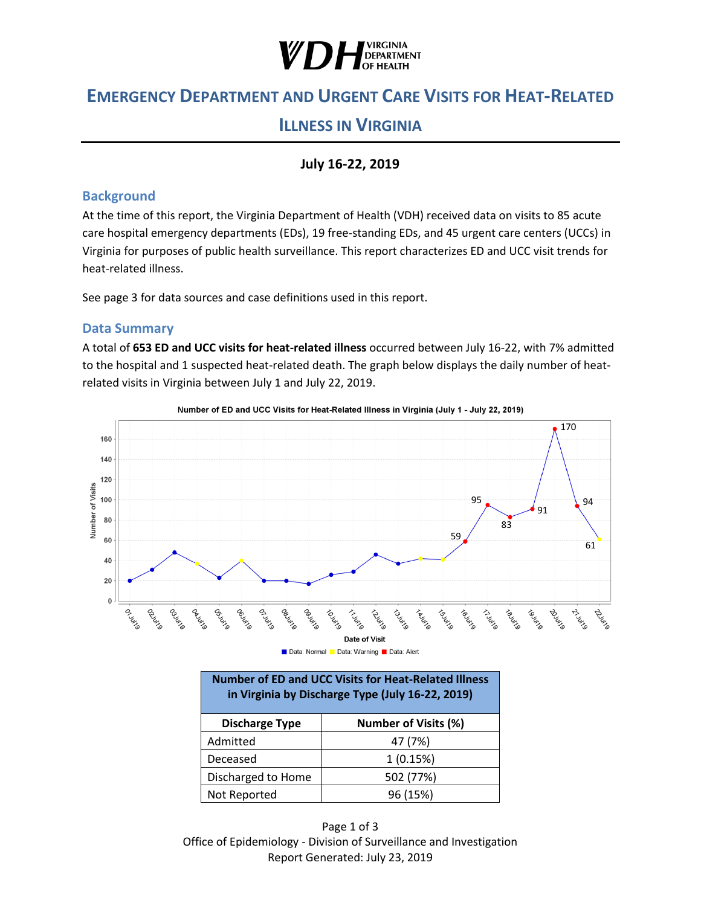# Emergency Department and Urgent Care Visits for Heat-Related Illness in Virginia

**July 16-22, 2019**

## Background

At the time of this report, the Virginia Department of Health (VDH) received data on visits to 85 acute care hospital emergency departments (EDs), 19 free-standing EDs, and 45 urgent care centers (UCCs) in Virginia for purposes of public health surveillance. This report characterizes ED and UCC visit trends for heat-related illness.

See page 3 for data sources and case definitions used in this report.

## Data Summary

A total of **653 ED and UCC visits for heat-related illness** occurred between July 16-22, with 7% admitted to the hospital and 1 suspected heat-related death. The graph below displays the daily number of heat-related visits in Virginia between July 1 and July 22, 2019.

Number of ED and UCC Visits for Heat-Related Illness in Virginia (July 1 - July 22, 2019)

| Number of ED and UCC Visits for Heat-Related Illness in Virginia by Discharge Type (July 16-22, 2019) | |
|---|---|
| **Discharge Type** | **Number of Visits (%)** |
| Admitted | 47 (7%) |
| Deceased | 1 (0.15%) |
| Discharged to Home | 502 (77%) |
| Not Reported | 96 (15%) |

Office of Epidemiology - Division of Surveillance and Investigation
Report Generated: July 23, 2019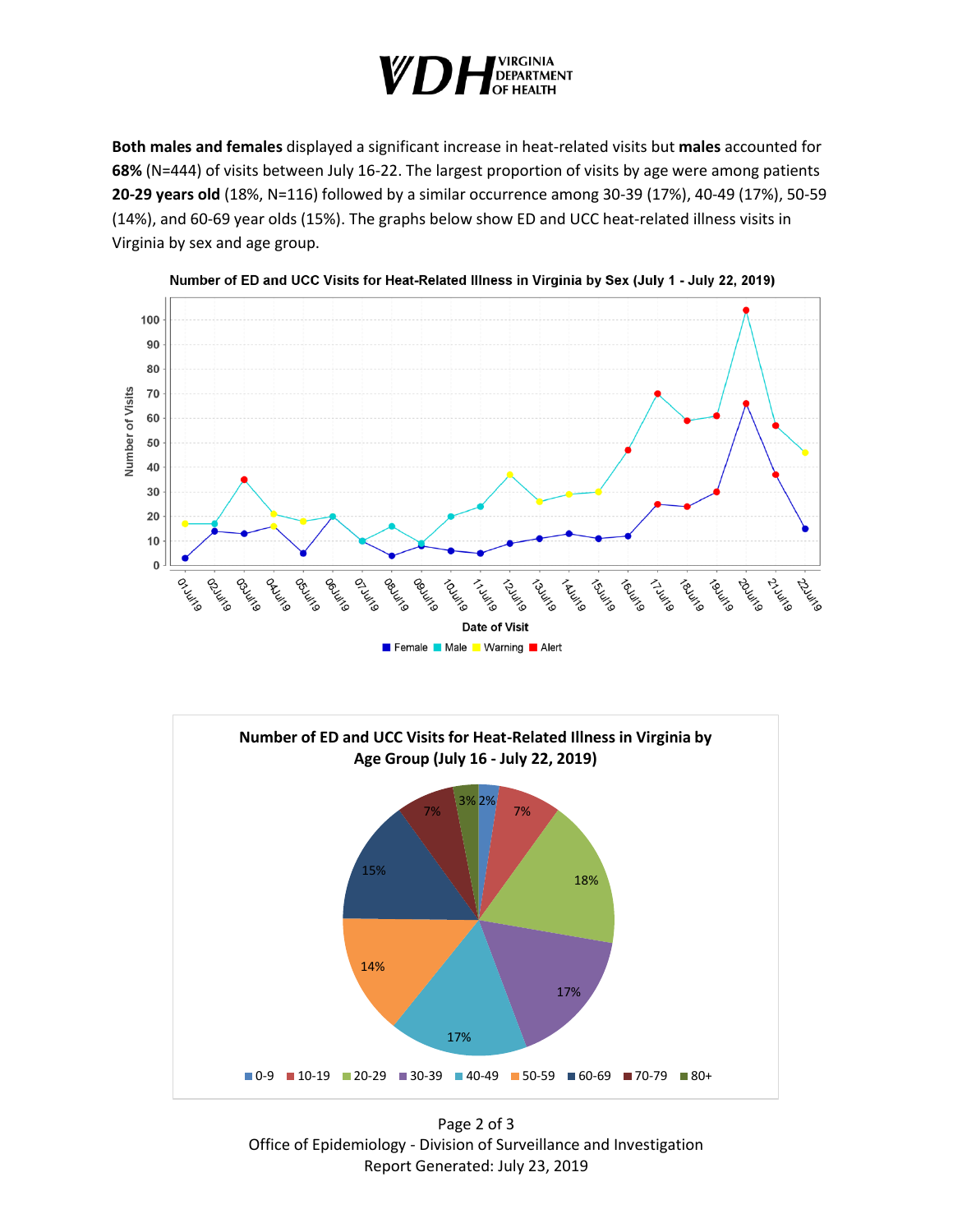**Both males and females** displayed a significant increase in heat-related visits but **males** accounted for **68%** (N=444) of visits between July 16-22. The largest proportion of visits by age were among patients **20-29 years old** (18%, N=116) followed by a similar occurrence among 30-39 (17%), 40-49 (17%), 50-59 (14%), and 60-69 year olds (15%). The graphs below show ED and UCC heat-related illness visits in Virginia by sex and age group.

**Number of ED and UCC Visits for Heat-Related Illness in Virginia by Sex (July 1 - July 22, 2019)**

**Number of ED and UCC Visits for Heat-Related Illness in Virginia by Age Group (July 16 - July 22, 2019)**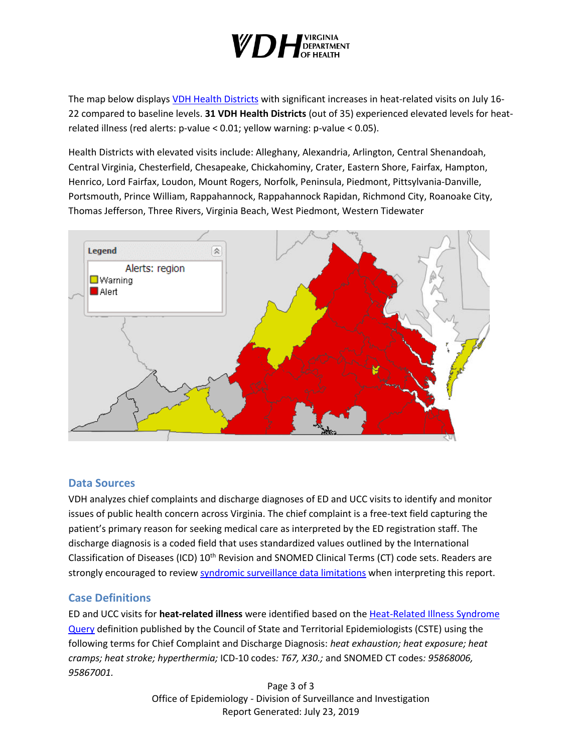The map below displays [VDH Health Districts](#) with significant increases in heat-related visits on July 16-22 compared to baseline levels. **31 VDH Health Districts** (out of 35) experienced elevated levels for heat-related illness (red alerts: p-value < 0.01; yellow warning: p-value < 0.05).

Health Districts with elevated visits include: Alleghany, Alexandria, Arlington, Central Shenandoah, Central Virginia, Chesterfield, Chesapeake, Chickahominy, Crater, Eastern Shore, Fairfax, Hampton, Henrico, Lord Fairfax, Loudon, Mount Rogers, Norfolk, Peninsula, Piedmont, Pittsylvania-Danville, Portsmouth, Prince William, Rappahannock, Rappahannock Rapidan, Richmond City, Roanoake City, Thomas Jefferson, Three Rivers, Virginia Beach, West Piedmont, Western Tidewater

Legend
Alerts: region
Warning
Alert

## Data Sources

VDH analyzes chief complaints and discharge diagnoses of ED and UCC visits to identify and monitor issues of public health concern across Virginia. The chief complaint is a free-text field capturing the patient's primary reason for seeking medical care as interpreted by the ED registration staff. The discharge diagnosis is a coded field that uses standardized values outlined by the International Classification of Diseases (ICD) 10th Revision and SNOMED Clinical Terms (CT) code sets. Readers are strongly encouraged to review [syndromic surveillance data limitations](#) when interpreting this report.

## Case Definitions

ED and UCC visits for **heat-related illness** were identified based on the [Heat-Related Illness Syndrome Query](#) definition published by the Council of State and Territorial Epidemiologists (CSTE) using the following terms for Chief Complaint and Discharge Diagnosis: *heat exhaustion; heat exposure; heat cramps; heat stroke; hyperthermia;* ICD-10 codes*: T67, X30.;* and SNOMED CT codes*: 95868006, 95867001.*

Office of Epidemiology - Division of Surveillance and Investigation
Report Generated: July 23, 2019